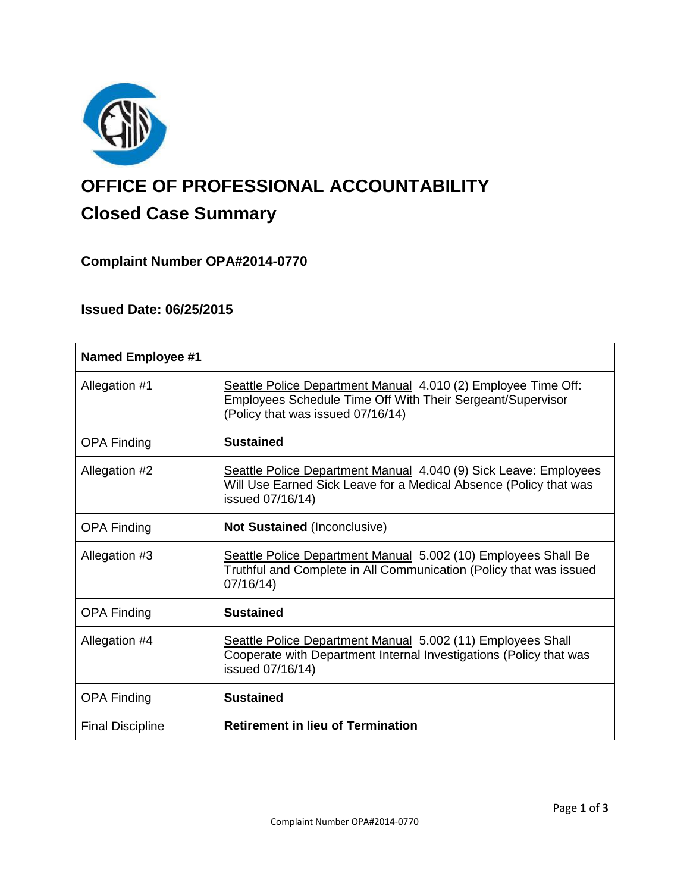# OFFICE OF PROFESSIONAL ACCOUNTABILITY

## Closed Case Summary

### Complaint Number OPA#2014-0770

### Issued Date: 06/25/2015

| Named Employee #1 | |
|---|---|
| Allegation #1 | Seattle Police Department Manual 4.010 (2) Employee Time Off: Employees Schedule Time Off With Their Sergeant/Supervisor (Policy that was issued 07/16/14) |
| OPA Finding | **Sustained** |
| Allegation #2 | Seattle Police Department Manual 4.040 (9) Sick Leave: Employees Will Use Earned Sick Leave for a Medical Absence (Policy that was issued 07/16/14) |
| OPA Finding | **Not Sustained** (Inconclusive) |
| Allegation #3 | Seattle Police Department Manual 5.002 (10) Employees Shall Be Truthful and Complete in All Communication (Policy that was issued 07/16/14) |
| OPA Finding | **Sustained** |
| Allegation #4 | Seattle Police Department Manual 5.002 (11) Employees Shall Cooperate with Department Internal Investigations (Policy that was issued 07/16/14) |
| OPA Finding | **Sustained** |
| Final Discipline | **Retirement in lieu of Termination** |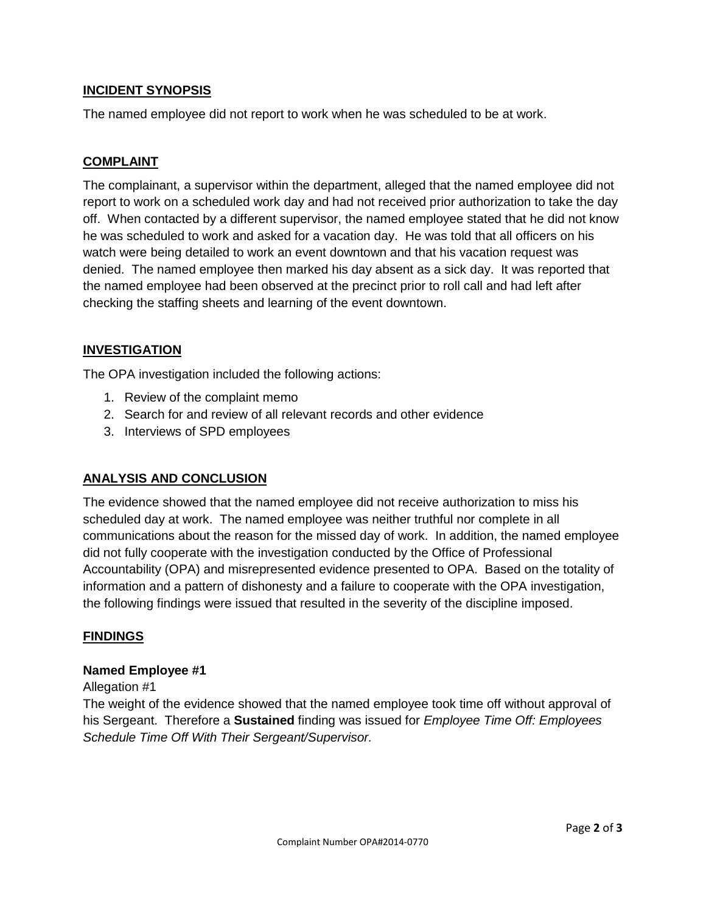## INCIDENT SYNOPSIS

The named employee did not report to work when he was scheduled to be at work.

## COMPLAINT

The complainant, a supervisor within the department, alleged that the named employee did not report to work on a scheduled work day and had not received prior authorization to take the day off. When contacted by a different supervisor, the named employee stated that he did not know he was scheduled to work and asked for a vacation day. He was told that all officers on his watch were being detailed to work an event downtown and that his vacation request was denied. The named employee then marked his day absent as a sick day. It was reported that the named employee had been observed at the precinct prior to roll call and had left after checking the staffing sheets and learning of the event downtown.

## INVESTIGATION

The OPA investigation included the following actions:

1. Review of the complaint memo
2. Search for and review of all relevant records and other evidence
3. Interviews of SPD employees

## ANALYSIS AND CONCLUSION

The evidence showed that the named employee did not receive authorization to miss his scheduled day at work. The named employee was neither truthful nor complete in all communications about the reason for the missed day of work. In addition, the named employee did not fully cooperate with the investigation conducted by the Office of Professional Accountability (OPA) and misrepresented evidence presented to OPA. Based on the totality of information and a pattern of dishonesty and a failure to cooperate with the OPA investigation, the following findings were issued that resulted in the severity of the discipline imposed.

## FINDINGS

### Named Employee #1

Allegation #1

The weight of the evidence showed that the named employee took time off without approval of his Sergeant. Therefore a **Sustained** finding was issued for *Employee Time Off: Employees Schedule Time Off With Their Sergeant/Supervisor.*

Complaint Number OPA#2014-0770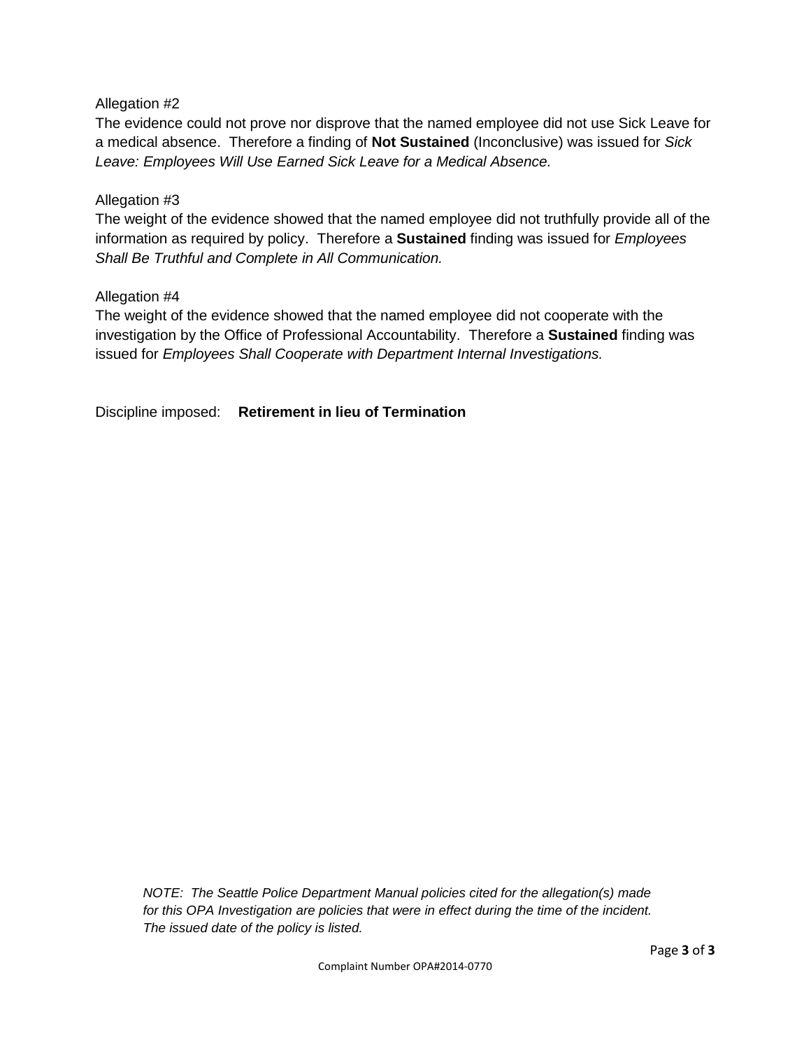Allegation #2

The evidence could not prove nor disprove that the named employee did not use Sick Leave for a medical absence. Therefore a finding of **Not Sustained** (Inconclusive) was issued for *Sick Leave: Employees Will Use Earned Sick Leave for a Medical Absence.*

Allegation #3

The weight of the evidence showed that the named employee did not truthfully provide all of the information as required by policy. Therefore a **Sustained** finding was issued for *Employees Shall Be Truthful and Complete in All Communication.*

Allegation #4

The weight of the evidence showed that the named employee did not cooperate with the investigation by the Office of Professional Accountability. Therefore a **Sustained** finding was issued for *Employees Shall Cooperate with Department Internal Investigations.*

Discipline imposed: **Retirement in lieu of Termination**

*NOTE: The Seattle Police Department Manual policies cited for the allegation(s) made for this OPA Investigation are policies that were in effect during the time of the incident. The issued date of the policy is listed.*

Complaint Number OPA#2014-0770